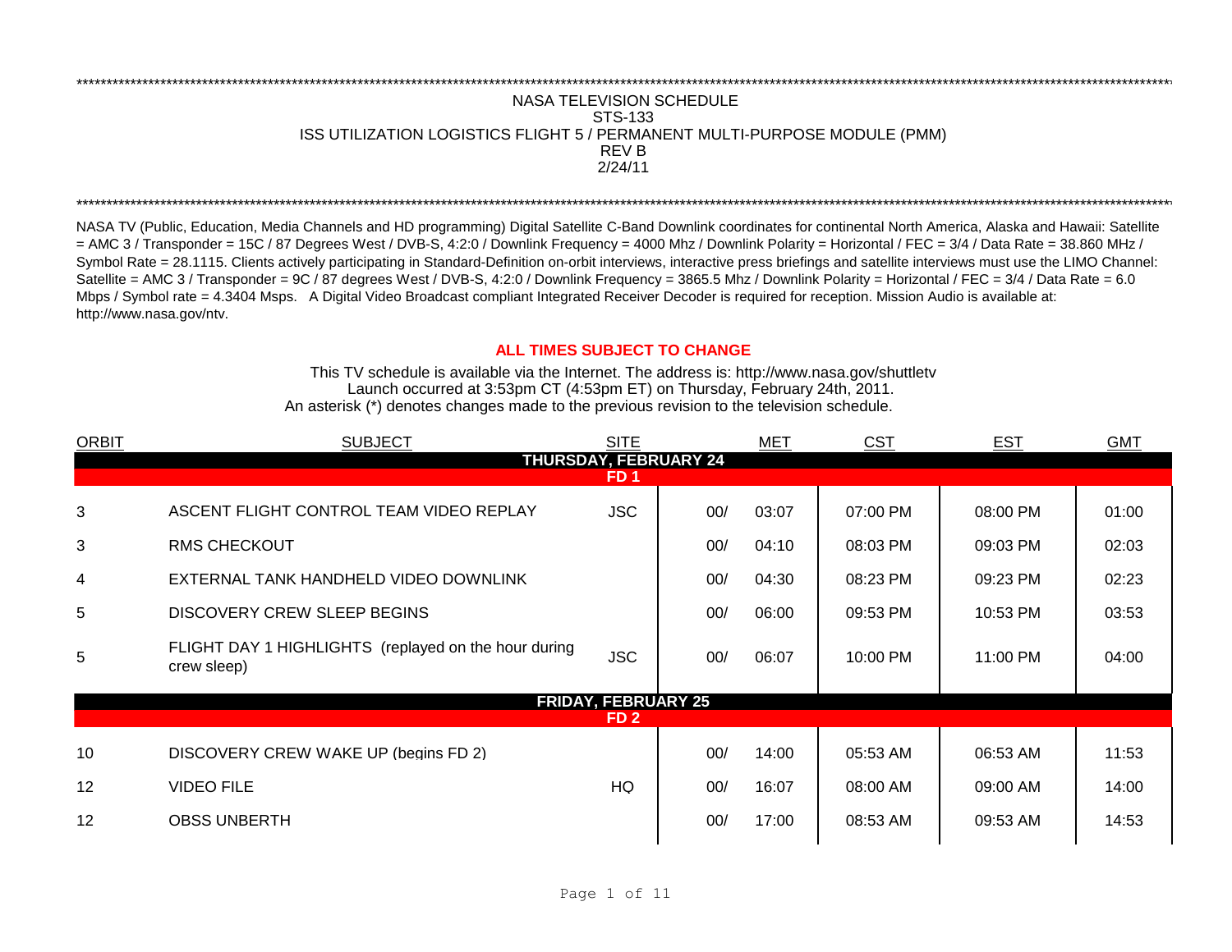NASA TELEVISION SCHEDULE
STS-133
ISS UTILIZATION LOGISTICS FLIGHT 5 / PERMANENT MULTI-PURPOSE MODULE (PMM)
REV B
2/24/11

NASA TV (Public, Education, Media Channels and HD programming) Digital Satellite C-Band Downlink coordinates for continental North America, Alaska and Hawaii: Satellite = AMC 3 / Transponder = 15C / 87 Degrees West / DVB-S, 4:2:0 / Downlink Frequency = 4000 Mhz / Downlink Polarity = Horizontal / FEC = 3/4 / Data Rate = 38.860 MHz / Symbol Rate = 28.1115. Clients actively participating in Standard-Definition on-orbit interviews, interactive press briefings and satellite interviews must use the LIMO Channel: Satellite = AMC 3 / Transponder = 9C / 87 degrees West / DVB-S, 4:2:0 / Downlink Frequency = 3865.5 Mhz / Downlink Polarity = Horizontal / FEC = 3/4 / Data Rate = 6.0 Mbps / Symbol rate = 4.3404 Msps. A Digital Video Broadcast compliant Integrated Receiver Decoder is required for reception. Mission Audio is available at: http://www.nasa.gov/ntv.

**ALL TIMES SUBJECT TO CHANGE**

This TV schedule is available via the Internet. The address is: http://www.nasa.gov/shuttletv
Launch occurred at 3:53pm CT (4:53pm ET) on Thursday, February 24th, 2011.
An asterisk (*) denotes changes made to the previous revision to the television schedule.

| ORBIT | SUBJECT | SITE | MET | | CST | EST | GMT |
|---|---|---|---|---|---|---|---|
| | **THURSDAY, FEBRUARY 24** | | | | | | |
| | **FD 1** | | | | | | |
| 3 | ASCENT FLIGHT CONTROL TEAM VIDEO REPLAY | JSC | 00/ | 03:07 | 07:00 PM | 08:00 PM | 01:00 |
| 3 | RMS CHECKOUT | | 00/ | 04:10 | 08:03 PM | 09:03 PM | 02:03 |
| 4 | EXTERNAL TANK HANDHELD VIDEO DOWNLINK | | 00/ | 04:30 | 08:23 PM | 09:23 PM | 02:23 |
| 5 | DISCOVERY CREW SLEEP BEGINS | | 00/ | 06:00 | 09:53 PM | 10:53 PM | 03:53 |
| 5 | FLIGHT DAY 1 HIGHLIGHTS (replayed on the hour during crew sleep) | JSC | 00/ | 06:07 | 10:00 PM | 11:00 PM | 04:00 |
| | **FRIDAY, FEBRUARY 25** | | | | | | |
| | **FD 2** | | | | | | |
| 10 | DISCOVERY CREW WAKE UP (begins FD 2) | | 00/ | 14:00 | 05:53 AM | 06:53 AM | 11:53 |
| 12 | VIDEO FILE | HQ | 00/ | 16:07 | 08:00 AM | 09:00 AM | 14:00 |
| 12 | OBSS UNBERTH | | 00/ | 17:00 | 08:53 AM | 09:53 AM | 14:53 |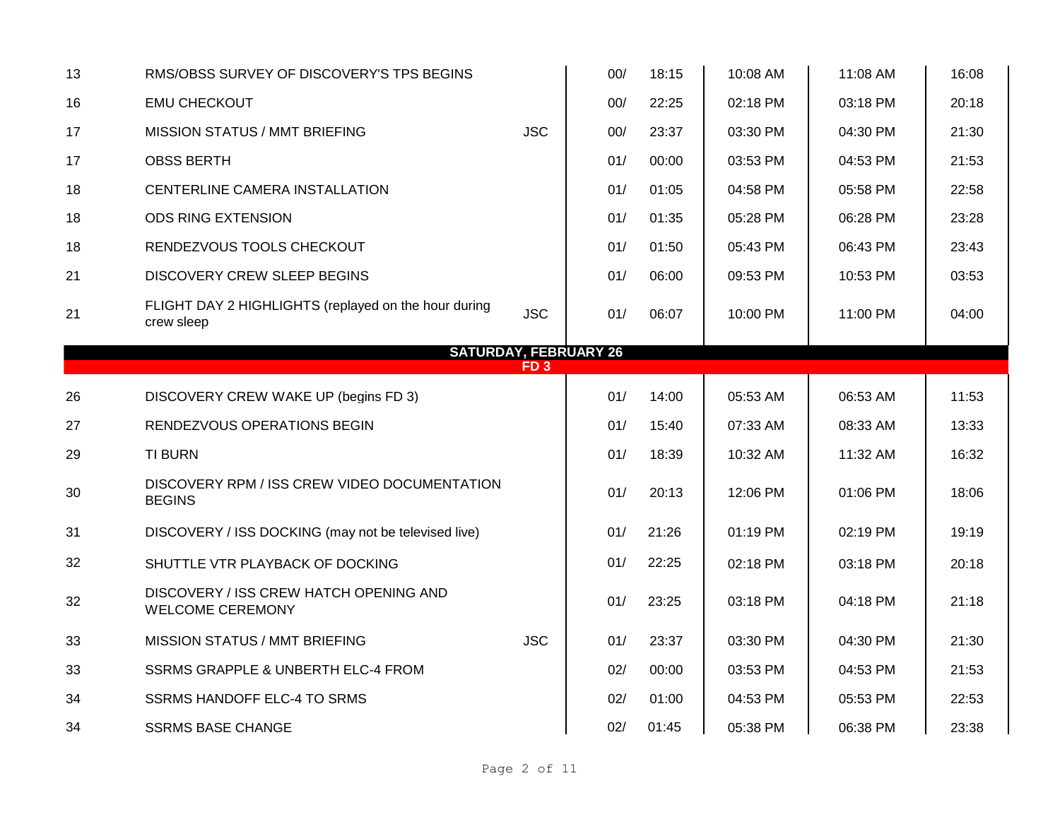| | | | | | | | |
|---|---|---|---|---|---|---|---|
| 13 | RMS/OBSS SURVEY OF DISCOVERY'S TPS BEGINS | | 00/ | 18:15 | 10:08 AM | 11:08 AM | 16:08 |
| 16 | EMU CHECKOUT | | 00/ | 22:25 | 02:18 PM | 03:18 PM | 20:18 |
| 17 | MISSION STATUS / MMT BRIEFING | JSC | 00/ | 23:37 | 03:30 PM | 04:30 PM | 21:30 |
| 17 | OBSS BERTH | | 01/ | 00:00 | 03:53 PM | 04:53 PM | 21:53 |
| 18 | CENTERLINE CAMERA INSTALLATION | | 01/ | 01:05 | 04:58 PM | 05:58 PM | 22:58 |
| 18 | ODS RING EXTENSION | | 01/ | 01:35 | 05:28 PM | 06:28 PM | 23:28 |
| 18 | RENDEZVOUS TOOLS CHECKOUT | | 01/ | 01:50 | 05:43 PM | 06:43 PM | 23:43 |
| 21 | DISCOVERY CREW SLEEP BEGINS | | 01/ | 06:00 | 09:53 PM | 10:53 PM | 03:53 |
| 21 | FLIGHT DAY 2 HIGHLIGHTS (replayed on the hour during crew sleep | JSC | 01/ | 06:07 | 10:00 PM | 11:00 PM | 04:00 |
| | **SATURDAY, FEBRUARY 26** | | | | | | |
| | **FD 3** | | | | | | |
| 26 | DISCOVERY CREW WAKE UP (begins FD 3) | | 01/ | 14:00 | 05:53 AM | 06:53 AM | 11:53 |
| 27 | RENDEZVOUS OPERATIONS BEGIN | | 01/ | 15:40 | 07:33 AM | 08:33 AM | 13:33 |
| 29 | TI BURN | | 01/ | 18:39 | 10:32 AM | 11:32 AM | 16:32 |
| 30 | DISCOVERY RPM / ISS CREW VIDEO DOCUMENTATION BEGINS | | 01/ | 20:13 | 12:06 PM | 01:06 PM | 18:06 |
| 31 | DISCOVERY / ISS DOCKING (may not be televised live) | | 01/ | 21:26 | 01:19 PM | 02:19 PM | 19:19 |
| 32 | SHUTTLE VTR PLAYBACK OF DOCKING | | 01/ | 22:25 | 02:18 PM | 03:18 PM | 20:18 |
| 32 | DISCOVERY / ISS CREW HATCH OPENING AND WELCOME CEREMONY | | 01/ | 23:25 | 03:18 PM | 04:18 PM | 21:18 |
| 33 | MISSION STATUS / MMT BRIEFING | JSC | 01/ | 23:37 | 03:30 PM | 04:30 PM | 21:30 |
| 33 | SSRMS GRAPPLE & UNBERTH ELC-4 FROM | | 02/ | 00:00 | 03:53 PM | 04:53 PM | 21:53 |
| 34 | SSRMS HANDOFF ELC-4 TO SRMS | | 02/ | 01:00 | 04:53 PM | 05:53 PM | 22:53 |
| 34 | SSRMS BASE CHANGE | | 02/ | 01:45 | 05:38 PM | 06:38 PM | 23:38 |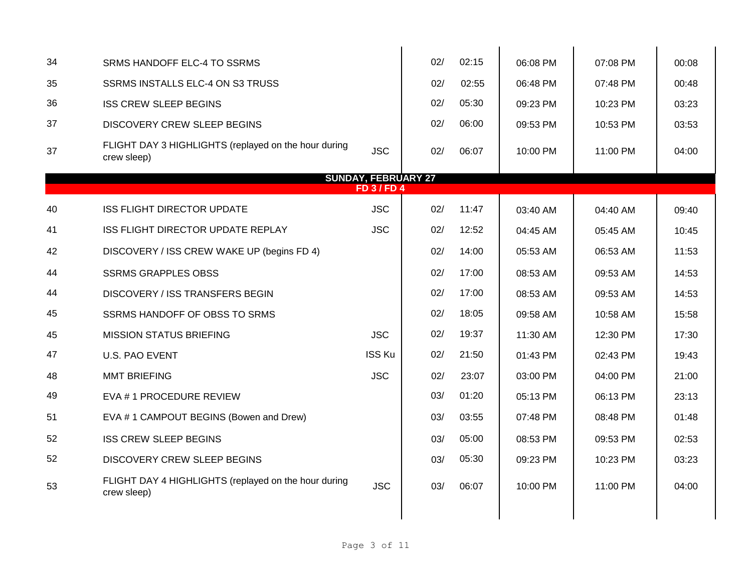| | | | | | | | |
|---|---|---|---|---|---|---|---|
| 34 | SRMS HANDOFF ELC-4 TO SSRMS | | 02/ | 02:15 | 06:08 PM | 07:08 PM | 00:08 |
| 35 | SSRMS INSTALLS ELC-4 ON S3 TRUSS | | 02/ | 02:55 | 06:48 PM | 07:48 PM | 00:48 |
| 36 | ISS CREW SLEEP BEGINS | | 02/ | 05:30 | 09:23 PM | 10:23 PM | 03:23 |
| 37 | DISCOVERY CREW SLEEP BEGINS | | 02/ | 06:00 | 09:53 PM | 10:53 PM | 03:53 |
| 37 | FLIGHT DAY 3 HIGHLIGHTS (replayed on the hour during crew sleep) | JSC | 02/ | 06:07 | 10:00 PM | 11:00 PM | 04:00 |
| | **SUNDAY, FEBRUARY 27** | | | | | | |
| | **FD 3 / FD 4** | | | | | | |
| 40 | ISS FLIGHT DIRECTOR UPDATE | JSC | 02/ | 11:47 | 03:40 AM | 04:40 AM | 09:40 |
| 41 | ISS FLIGHT DIRECTOR UPDATE REPLAY | JSC | 02/ | 12:52 | 04:45 AM | 05:45 AM | 10:45 |
| 42 | DISCOVERY / ISS CREW WAKE UP (begins FD 4) | | 02/ | 14:00 | 05:53 AM | 06:53 AM | 11:53 |
| 44 | SSRMS GRAPPLES OBSS | | 02/ | 17:00 | 08:53 AM | 09:53 AM | 14:53 |
| 44 | DISCOVERY / ISS TRANSFERS BEGIN | | 02/ | 17:00 | 08:53 AM | 09:53 AM | 14:53 |
| 45 | SSRMS HANDOFF OF OBSS TO SRMS | | 02/ | 18:05 | 09:58 AM | 10:58 AM | 15:58 |
| 45 | MISSION STATUS BRIEFING | JSC | 02/ | 19:37 | 11:30 AM | 12:30 PM | 17:30 |
| 47 | U.S. PAO EVENT | ISS Ku | 02/ | 21:50 | 01:43 PM | 02:43 PM | 19:43 |
| 48 | MMT BRIEFING | JSC | 02/ | 23:07 | 03:00 PM | 04:00 PM | 21:00 |
| 49 | EVA # 1 PROCEDURE REVIEW | | 03/ | 01:20 | 05:13 PM | 06:13 PM | 23:13 |
| 51 | EVA # 1 CAMPOUT BEGINS (Bowen and Drew) | | 03/ | 03:55 | 07:48 PM | 08:48 PM | 01:48 |
| 52 | ISS CREW SLEEP BEGINS | | 03/ | 05:00 | 08:53 PM | 09:53 PM | 02:53 |
| 52 | DISCOVERY CREW SLEEP BEGINS | | 03/ | 05:30 | 09:23 PM | 10:23 PM | 03:23 |
| 53 | FLIGHT DAY 4 HIGHLIGHTS (replayed on the hour during crew sleep) | JSC | 03/ | 06:07 | 10:00 PM | 11:00 PM | 04:00 |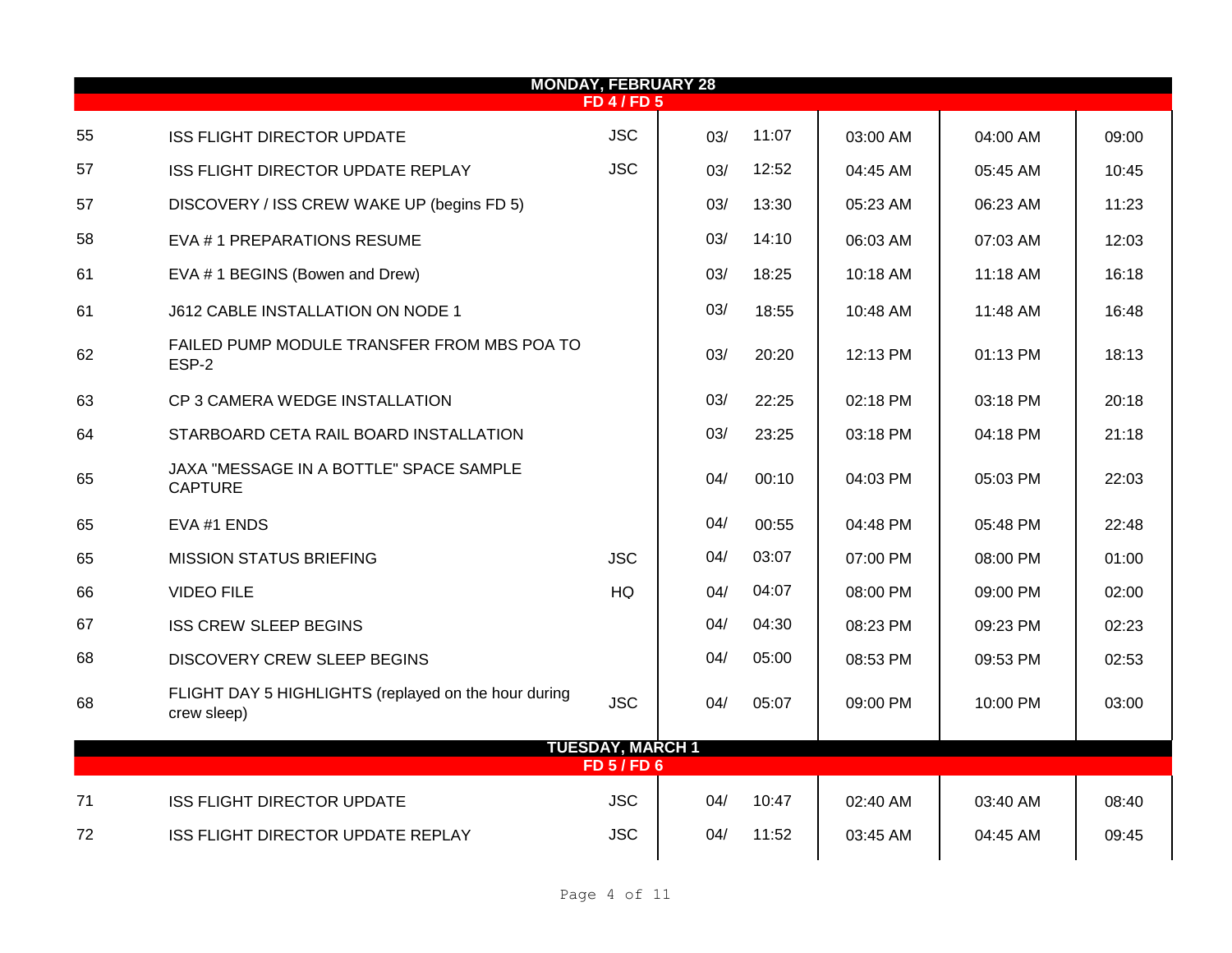| | | | | | | | |
|---|---|---|---|---|---|---|---|
| **MONDAY, FEBRUARY 28** | | | | | | | |
| **FD 4 / FD 5** | | | | | | | |
| 55 | ISS FLIGHT DIRECTOR UPDATE | JSC | 03/ | 11:07 | 03:00 AM | 04:00 AM | 09:00 |
| 57 | ISS FLIGHT DIRECTOR UPDATE REPLAY | JSC | 03/ | 12:52 | 04:45 AM | 05:45 AM | 10:45 |
| 57 | DISCOVERY / ISS CREW WAKE UP (begins FD 5) | | 03/ | 13:30 | 05:23 AM | 06:23 AM | 11:23 |
| 58 | EVA # 1 PREPARATIONS RESUME | | 03/ | 14:10 | 06:03 AM | 07:03 AM | 12:03 |
| 61 | EVA # 1 BEGINS (Bowen and Drew) | | 03/ | 18:25 | 10:18 AM | 11:18 AM | 16:18 |
| 61 | J612 CABLE INSTALLATION ON NODE 1 | | 03/ | 18:55 | 10:48 AM | 11:48 AM | 16:48 |
| 62 | FAILED PUMP MODULE TRANSFER FROM MBS POA TO ESP-2 | | 03/ | 20:20 | 12:13 PM | 01:13 PM | 18:13 |
| 63 | CP 3 CAMERA WEDGE INSTALLATION | | 03/ | 22:25 | 02:18 PM | 03:18 PM | 20:18 |
| 64 | STARBOARD CETA RAIL BOARD INSTALLATION | | 03/ | 23:25 | 03:18 PM | 04:18 PM | 21:18 |
| 65 | JAXA "MESSAGE IN A BOTTLE" SPACE SAMPLE CAPTURE | | 04/ | 00:10 | 04:03 PM | 05:03 PM | 22:03 |
| 65 | EVA #1 ENDS | | 04/ | 00:55 | 04:48 PM | 05:48 PM | 22:48 |
| 65 | MISSION STATUS BRIEFING | JSC | 04/ | 03:07 | 07:00 PM | 08:00 PM | 01:00 |
| 66 | VIDEO FILE | HQ | 04/ | 04:07 | 08:00 PM | 09:00 PM | 02:00 |
| 67 | ISS CREW SLEEP BEGINS | | 04/ | 04:30 | 08:23 PM | 09:23 PM | 02:23 |
| 68 | DISCOVERY CREW SLEEP BEGINS | | 04/ | 05:00 | 08:53 PM | 09:53 PM | 02:53 |
| 68 | FLIGHT DAY 5 HIGHLIGHTS (replayed on the hour during crew sleep) | JSC | 04/ | 05:07 | 09:00 PM | 10:00 PM | 03:00 |
| **TUESDAY, MARCH 1** | | | | | | | |
| **FD 5 / FD 6** | | | | | | | |
| 71 | ISS FLIGHT DIRECTOR UPDATE | JSC | 04/ | 10:47 | 02:40 AM | 03:40 AM | 08:40 |
| 72 | ISS FLIGHT DIRECTOR UPDATE REPLAY | JSC | 04/ | 11:52 | 03:45 AM | 04:45 AM | 09:45 |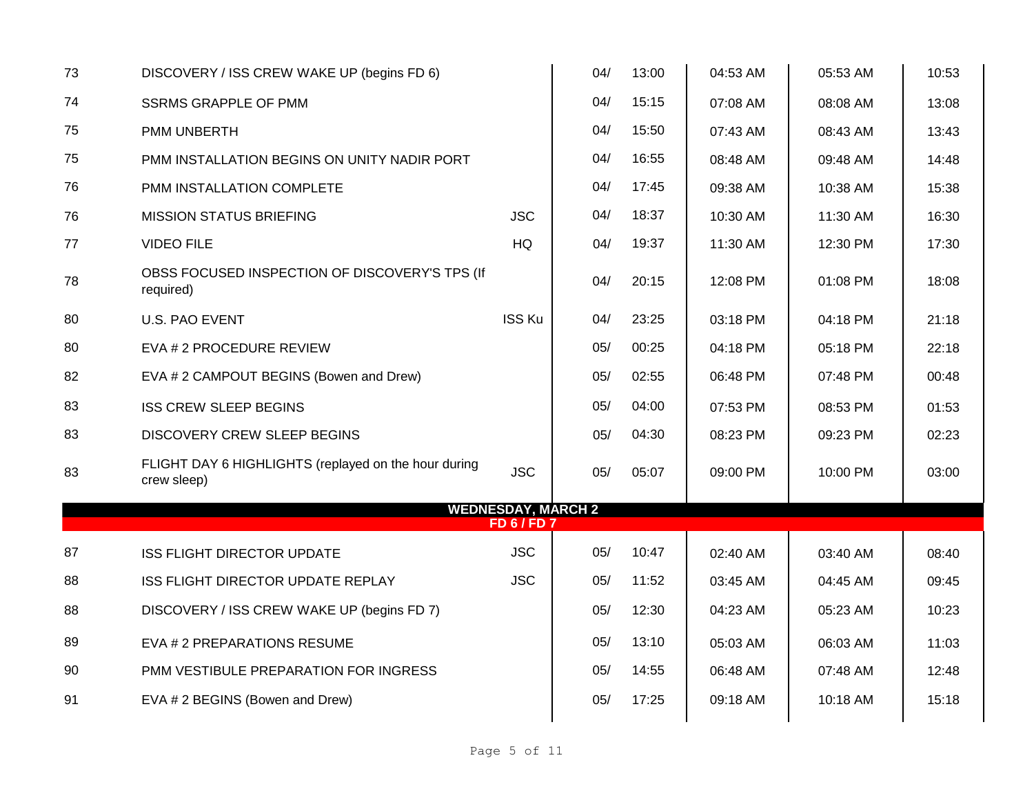| | | | | | | | |
|---|---|---|---|---|---|---|---|
| 73 | DISCOVERY / ISS CREW WAKE UP (begins FD 6) | | 04/ | 13:00 | 04:53 AM | 05:53 AM | 10:53 |
| 74 | SSRMS GRAPPLE OF PMM | | 04/ | 15:15 | 07:08 AM | 08:08 AM | 13:08 |
| 75 | PMM UNBERTH | | 04/ | 15:50 | 07:43 AM | 08:43 AM | 13:43 |
| 75 | PMM INSTALLATION BEGINS ON UNITY NADIR PORT | | 04/ | 16:55 | 08:48 AM | 09:48 AM | 14:48 |
| 76 | PMM INSTALLATION COMPLETE | | 04/ | 17:45 | 09:38 AM | 10:38 AM | 15:38 |
| 76 | MISSION STATUS BRIEFING | JSC | 04/ | 18:37 | 10:30 AM | 11:30 AM | 16:30 |
| 77 | VIDEO FILE | HQ | 04/ | 19:37 | 11:30 AM | 12:30 PM | 17:30 |
| 78 | OBSS FOCUSED INSPECTION OF DISCOVERY'S TPS (If required) | | 04/ | 20:15 | 12:08 PM | 01:08 PM | 18:08 |
| 80 | U.S. PAO EVENT | ISS Ku | 04/ | 23:25 | 03:18 PM | 04:18 PM | 21:18 |
| 80 | EVA # 2 PROCEDURE REVIEW | | 05/ | 00:25 | 04:18 PM | 05:18 PM | 22:18 |
| 82 | EVA # 2 CAMPOUT BEGINS (Bowen and Drew) | | 05/ | 02:55 | 06:48 PM | 07:48 PM | 00:48 |
| 83 | ISS CREW SLEEP BEGINS | | 05/ | 04:00 | 07:53 PM | 08:53 PM | 01:53 |
| 83 | DISCOVERY CREW SLEEP BEGINS | | 05/ | 04:30 | 08:23 PM | 09:23 PM | 02:23 |
| 83 | FLIGHT DAY 6 HIGHLIGHTS (replayed on the hour during crew sleep) | JSC | 05/ | 05:07 | 09:00 PM | 10:00 PM | 03:00 |
| | **WEDNESDAY, MARCH 2** | | | | | | |
| | **FD 6 / FD 7** | | | | | | |
| 87 | ISS FLIGHT DIRECTOR UPDATE | JSC | 05/ | 10:47 | 02:40 AM | 03:40 AM | 08:40 |
| 88 | ISS FLIGHT DIRECTOR UPDATE REPLAY | JSC | 05/ | 11:52 | 03:45 AM | 04:45 AM | 09:45 |
| 88 | DISCOVERY / ISS CREW WAKE UP (begins FD 7) | | 05/ | 12:30 | 04:23 AM | 05:23 AM | 10:23 |
| 89 | EVA # 2 PREPARATIONS RESUME | | 05/ | 13:10 | 05:03 AM | 06:03 AM | 11:03 |
| 90 | PMM VESTIBULE PREPARATION FOR INGRESS | | 05/ | 14:55 | 06:48 AM | 07:48 AM | 12:48 |
| 91 | EVA # 2 BEGINS (Bowen and Drew) | | 05/ | 17:25 | 09:18 AM | 10:18 AM | 15:18 |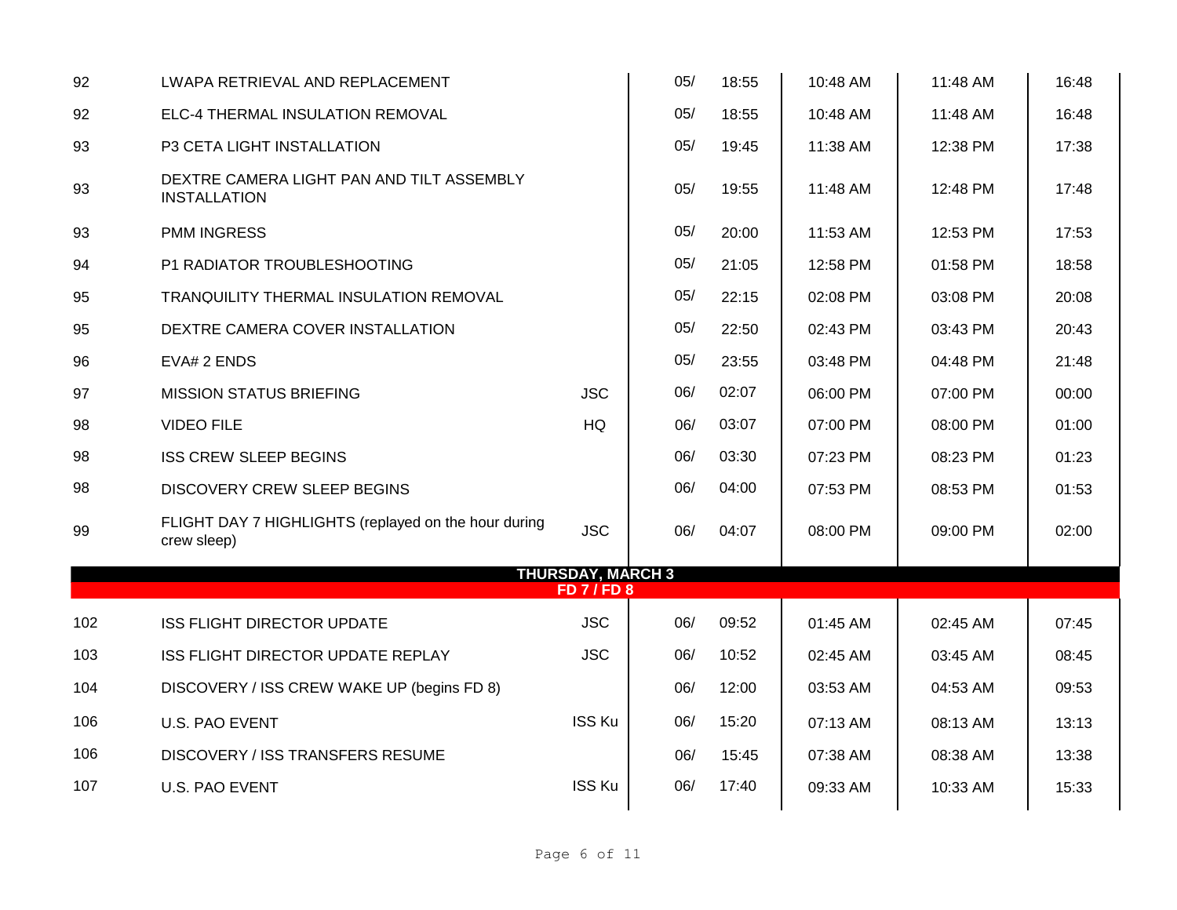| | | | | | | | |
|---|---|---|---|---|---|---|---|
| 92 | LWAPA RETRIEVAL AND REPLACEMENT | | 05/ | 18:55 | 10:48 AM | 11:48 AM | 16:48 |
| 92 | ELC-4 THERMAL INSULATION REMOVAL | | 05/ | 18:55 | 10:48 AM | 11:48 AM | 16:48 |
| 93 | P3 CETA LIGHT INSTALLATION | | 05/ | 19:45 | 11:38 AM | 12:38 PM | 17:38 |
| 93 | DEXTRE CAMERA LIGHT PAN AND TILT ASSEMBLY INSTALLATION | | 05/ | 19:55 | 11:48 AM | 12:48 PM | 17:48 |
| 93 | PMM INGRESS | | 05/ | 20:00 | 11:53 AM | 12:53 PM | 17:53 |
| 94 | P1 RADIATOR TROUBLESHOOTING | | 05/ | 21:05 | 12:58 PM | 01:58 PM | 18:58 |
| 95 | TRANQUILITY THERMAL INSULATION REMOVAL | | 05/ | 22:15 | 02:08 PM | 03:08 PM | 20:08 |
| 95 | DEXTRE CAMERA COVER INSTALLATION | | 05/ | 22:50 | 02:43 PM | 03:43 PM | 20:43 |
| 96 | EVA# 2 ENDS | | 05/ | 23:55 | 03:48 PM | 04:48 PM | 21:48 |
| 97 | MISSION STATUS BRIEFING | JSC | 06/ | 02:07 | 06:00 PM | 07:00 PM | 00:00 |
| 98 | VIDEO FILE | HQ | 06/ | 03:07 | 07:00 PM | 08:00 PM | 01:00 |
| 98 | ISS CREW SLEEP BEGINS | | 06/ | 03:30 | 07:23 PM | 08:23 PM | 01:23 |
| 98 | DISCOVERY CREW SLEEP BEGINS | | 06/ | 04:00 | 07:53 PM | 08:53 PM | 01:53 |
| 99 | FLIGHT DAY 7 HIGHLIGHTS (replayed on the hour during crew sleep) | JSC | 06/ | 04:07 | 08:00 PM | 09:00 PM | 02:00 |
| | **THURSDAY, MARCH 3** | | | | | | |
| | **FD 7 / FD 8** | | | | | | |
| 102 | ISS FLIGHT DIRECTOR UPDATE | JSC | 06/ | 09:52 | 01:45 AM | 02:45 AM | 07:45 |
| 103 | ISS FLIGHT DIRECTOR UPDATE REPLAY | JSC | 06/ | 10:52 | 02:45 AM | 03:45 AM | 08:45 |
| 104 | DISCOVERY / ISS CREW WAKE UP (begins FD 8) | | 06/ | 12:00 | 03:53 AM | 04:53 AM | 09:53 |
| 106 | U.S. PAO EVENT | ISS Ku | 06/ | 15:20 | 07:13 AM | 08:13 AM | 13:13 |
| 106 | DISCOVERY / ISS TRANSFERS RESUME | | 06/ | 15:45 | 07:38 AM | 08:38 AM | 13:38 |
| 107 | U.S. PAO EVENT | ISS Ku | 06/ | 17:40 | 09:33 AM | 10:33 AM | 15:33 |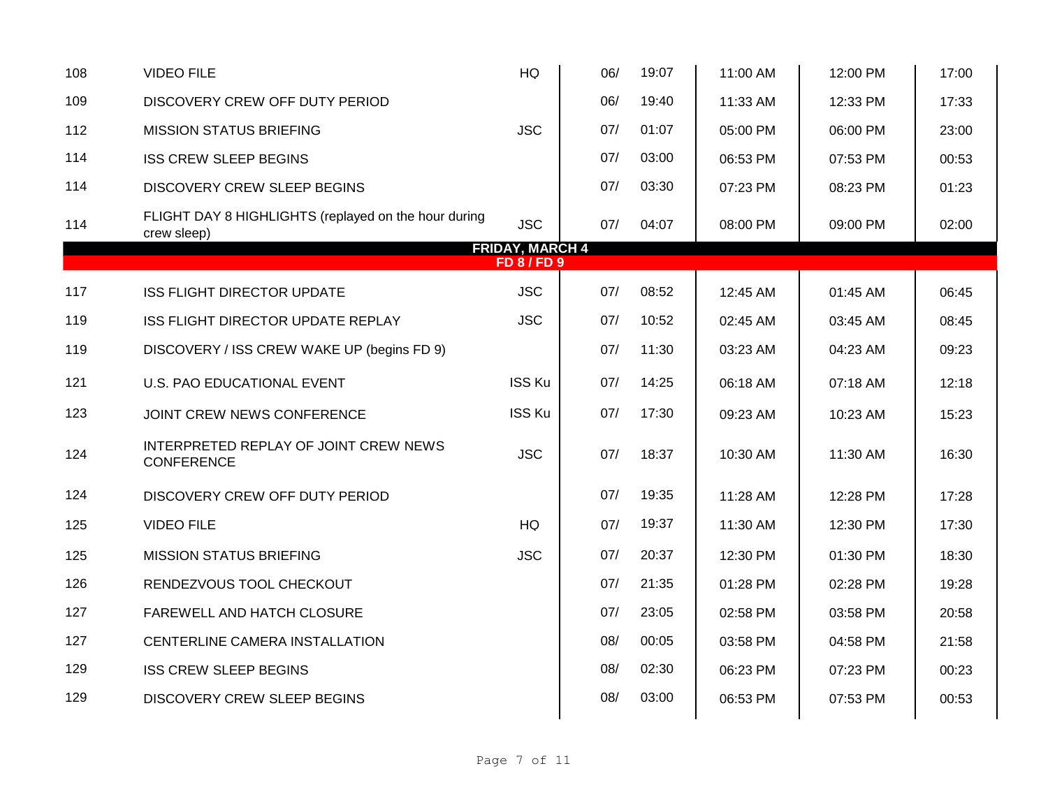| | | | | | | | |
|---|---|---|---|---|---|---|---|
| 108 | VIDEO FILE | HQ | 06/ | 19:07 | 11:00 AM | 12:00 PM | 17:00 |
| 109 | DISCOVERY CREW OFF DUTY PERIOD | | 06/ | 19:40 | 11:33 AM | 12:33 PM | 17:33 |
| 112 | MISSION STATUS BRIEFING | JSC | 07/ | 01:07 | 05:00 PM | 06:00 PM | 23:00 |
| 114 | ISS CREW SLEEP BEGINS | | 07/ | 03:00 | 06:53 PM | 07:53 PM | 00:53 |
| 114 | DISCOVERY CREW SLEEP BEGINS | | 07/ | 03:30 | 07:23 PM | 08:23 PM | 01:23 |
| 114 | FLIGHT DAY 8 HIGHLIGHTS (replayed on the hour during crew sleep) | JSC | 07/ | 04:07 | 08:00 PM | 09:00 PM | 02:00 |
| | **FRIDAY, MARCH 4** | | | | | | |
| | **FD 8 / FD 9** | | | | | | |
| 117 | ISS FLIGHT DIRECTOR UPDATE | JSC | 07/ | 08:52 | 12:45 AM | 01:45 AM | 06:45 |
| 119 | ISS FLIGHT DIRECTOR UPDATE REPLAY | JSC | 07/ | 10:52 | 02:45 AM | 03:45 AM | 08:45 |
| 119 | DISCOVERY / ISS CREW WAKE UP (begins FD 9) | | 07/ | 11:30 | 03:23 AM | 04:23 AM | 09:23 |
| 121 | U.S. PAO EDUCATIONAL EVENT | ISS Ku | 07/ | 14:25 | 06:18 AM | 07:18 AM | 12:18 |
| 123 | JOINT CREW NEWS CONFERENCE | ISS Ku | 07/ | 17:30 | 09:23 AM | 10:23 AM | 15:23 |
| 124 | INTERPRETED REPLAY OF JOINT CREW NEWS CONFERENCE | JSC | 07/ | 18:37 | 10:30 AM | 11:30 AM | 16:30 |
| 124 | DISCOVERY CREW OFF DUTY PERIOD | | 07/ | 19:35 | 11:28 AM | 12:28 PM | 17:28 |
| 125 | VIDEO FILE | HQ | 07/ | 19:37 | 11:30 AM | 12:30 PM | 17:30 |
| 125 | MISSION STATUS BRIEFING | JSC | 07/ | 20:37 | 12:30 PM | 01:30 PM | 18:30 |
| 126 | RENDEZVOUS TOOL CHECKOUT | | 07/ | 21:35 | 01:28 PM | 02:28 PM | 19:28 |
| 127 | FAREWELL AND HATCH CLOSURE | | 07/ | 23:05 | 02:58 PM | 03:58 PM | 20:58 |
| 127 | CENTERLINE CAMERA INSTALLATION | | 08/ | 00:05 | 03:58 PM | 04:58 PM | 21:58 |
| 129 | ISS CREW SLEEP BEGINS | | 08/ | 02:30 | 06:23 PM | 07:23 PM | 00:23 |
| 129 | DISCOVERY CREW SLEEP BEGINS | | 08/ | 03:00 | 06:53 PM | 07:53 PM | 00:53 |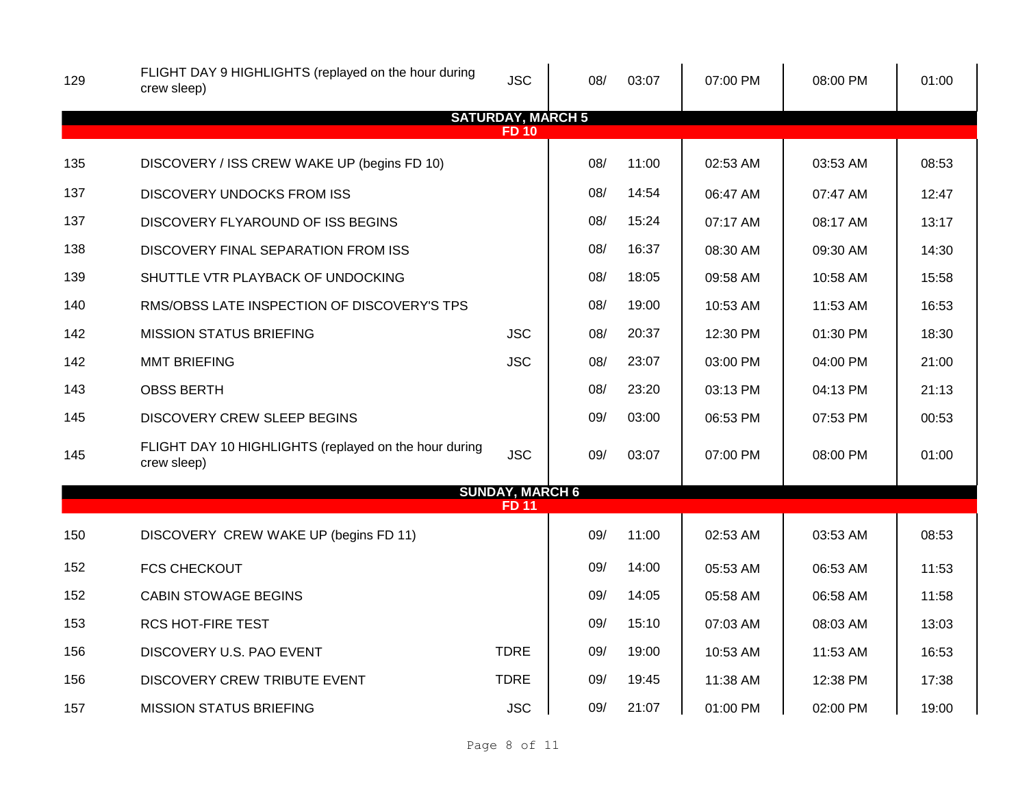| | | | | | | | |
|---|---|---|---|---|---|---|---|
| 129 | FLIGHT DAY 9 HIGHLIGHTS (replayed on the hour during crew sleep) | JSC | 08/ | 03:07 | 07:00 PM | 08:00 PM | 01:00 |
| | **SATURDAY, MARCH 5** **FD 10** | | | | | | |
| 135 | DISCOVERY / ISS CREW WAKE UP (begins FD 10) | | 08/ | 11:00 | 02:53 AM | 03:53 AM | 08:53 |
| 137 | DISCOVERY UNDOCKS FROM ISS | | 08/ | 14:54 | 06:47 AM | 07:47 AM | 12:47 |
| 137 | DISCOVERY FLYAROUND OF ISS BEGINS | | 08/ | 15:24 | 07:17 AM | 08:17 AM | 13:17 |
| 138 | DISCOVERY FINAL SEPARATION FROM ISS | | 08/ | 16:37 | 08:30 AM | 09:30 AM | 14:30 |
| 139 | SHUTTLE VTR PLAYBACK OF UNDOCKING | | 08/ | 18:05 | 09:58 AM | 10:58 AM | 15:58 |
| 140 | RMS/OBSS LATE INSPECTION OF DISCOVERY'S TPS | | 08/ | 19:00 | 10:53 AM | 11:53 AM | 16:53 |
| 142 | MISSION STATUS BRIEFING | JSC | 08/ | 20:37 | 12:30 PM | 01:30 PM | 18:30 |
| 142 | MMT BRIEFING | JSC | 08/ | 23:07 | 03:00 PM | 04:00 PM | 21:00 |
| 143 | OBSS BERTH | | 08/ | 23:20 | 03:13 PM | 04:13 PM | 21:13 |
| 145 | DISCOVERY CREW SLEEP BEGINS | | 09/ | 03:00 | 06:53 PM | 07:53 PM | 00:53 |
| 145 | FLIGHT DAY 10 HIGHLIGHTS (replayed on the hour during crew sleep) | JSC | 09/ | 03:07 | 07:00 PM | 08:00 PM | 01:00 |
| | **SUNDAY, MARCH 6** **FD 11** | | | | | | |
| 150 | DISCOVERY CREW WAKE UP (begins FD 11) | | 09/ | 11:00 | 02:53 AM | 03:53 AM | 08:53 |
| 152 | FCS CHECKOUT | | 09/ | 14:00 | 05:53 AM | 06:53 AM | 11:53 |
| 152 | CABIN STOWAGE BEGINS | | 09/ | 14:05 | 05:58 AM | 06:58 AM | 11:58 |
| 153 | RCS HOT-FIRE TEST | | 09/ | 15:10 | 07:03 AM | 08:03 AM | 13:03 |
| 156 | DISCOVERY U.S. PAO EVENT | TDRE | 09/ | 19:00 | 10:53 AM | 11:53 AM | 16:53 |
| 156 | DISCOVERY CREW TRIBUTE EVENT | TDRE | 09/ | 19:45 | 11:38 AM | 12:38 PM | 17:38 |
| 157 | MISSION STATUS BRIEFING | JSC | 09/ | 21:07 | 01:00 PM | 02:00 PM | 19:00 |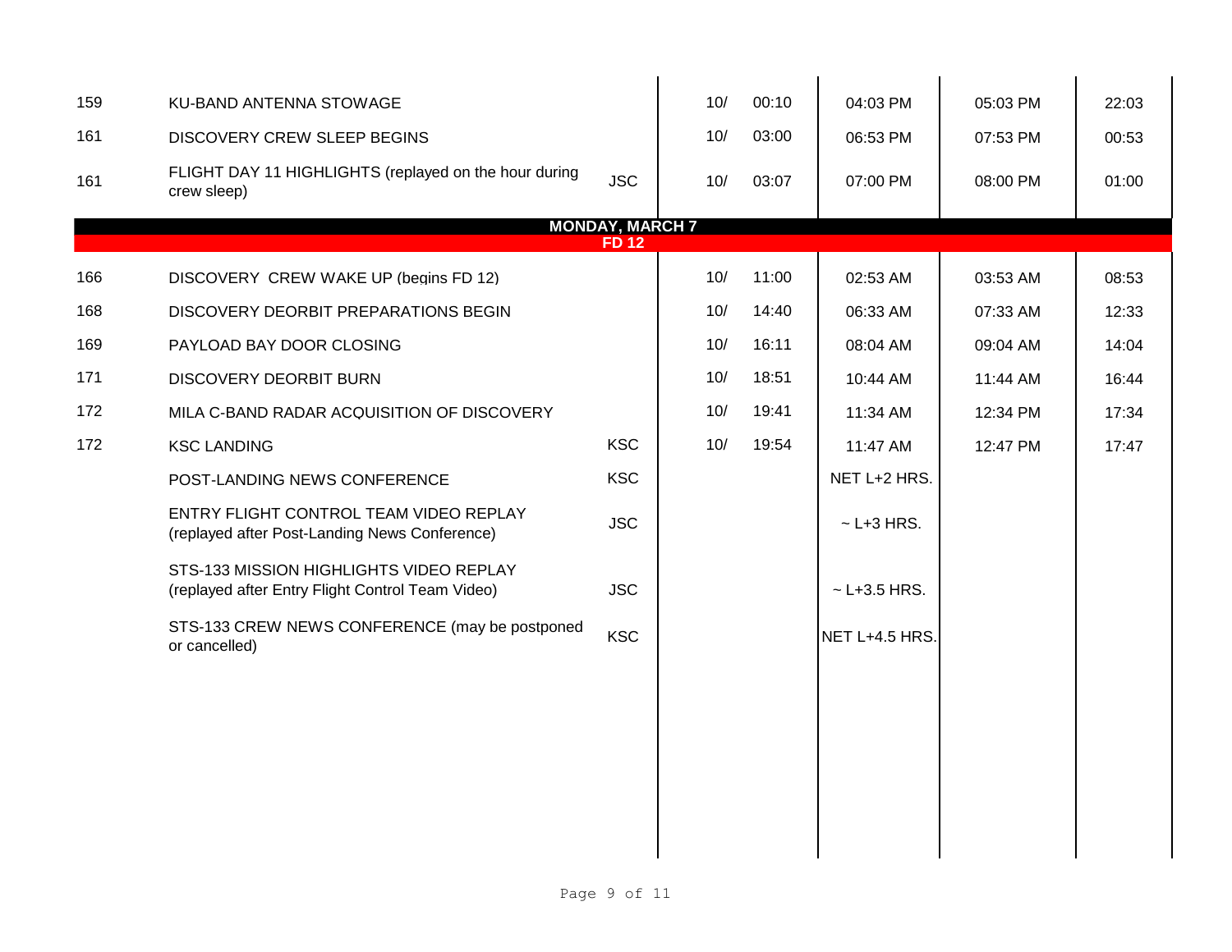| | | | | | | | |
|---|---|---|---|---|---|---|---|
| 159 | KU-BAND ANTENNA STOWAGE | | 10/ | 00:10 | 04:03 PM | 05:03 PM | 22:03 |
| 161 | DISCOVERY CREW SLEEP BEGINS | | 10/ | 03:00 | 06:53 PM | 07:53 PM | 00:53 |
| 161 | FLIGHT DAY 11 HIGHLIGHTS (replayed on the hour during crew sleep) | JSC | 10/ | 03:07 | 07:00 PM | 08:00 PM | 01:00 |
| | **MONDAY, MARCH 7** **FD 12** | | | | | | |
| 166 | DISCOVERY CREW WAKE UP (begins FD 12) | | 10/ | 11:00 | 02:53 AM | 03:53 AM | 08:53 |
| 168 | DISCOVERY DEORBIT PREPARATIONS BEGIN | | 10/ | 14:40 | 06:33 AM | 07:33 AM | 12:33 |
| 169 | PAYLOAD BAY DOOR CLOSING | | 10/ | 16:11 | 08:04 AM | 09:04 AM | 14:04 |
| 171 | DISCOVERY DEORBIT BURN | | 10/ | 18:51 | 10:44 AM | 11:44 AM | 16:44 |
| 172 | MILA C-BAND RADAR ACQUISITION OF DISCOVERY | | 10/ | 19:41 | 11:34 AM | 12:34 PM | 17:34 |
| 172 | KSC LANDING | KSC | 10/ | 19:54 | 11:47 AM | 12:47 PM | 17:47 |
| | POST-LANDING NEWS CONFERENCE | KSC | | | NET L+2 HRS. | | |
| | ENTRY FLIGHT CONTROL TEAM VIDEO REPLAY (replayed after Post-Landing News Conference) | JSC | | | ~ L+3 HRS. | | |
| | STS-133 MISSION HIGHLIGHTS VIDEO REPLAY (replayed after Entry Flight Control Team Video) | JSC | | | ~ L+3.5 HRS. | | |
| | STS-133 CREW NEWS CONFERENCE (may be postponed or cancelled) | KSC | | | NET L+4.5 HRS. | | |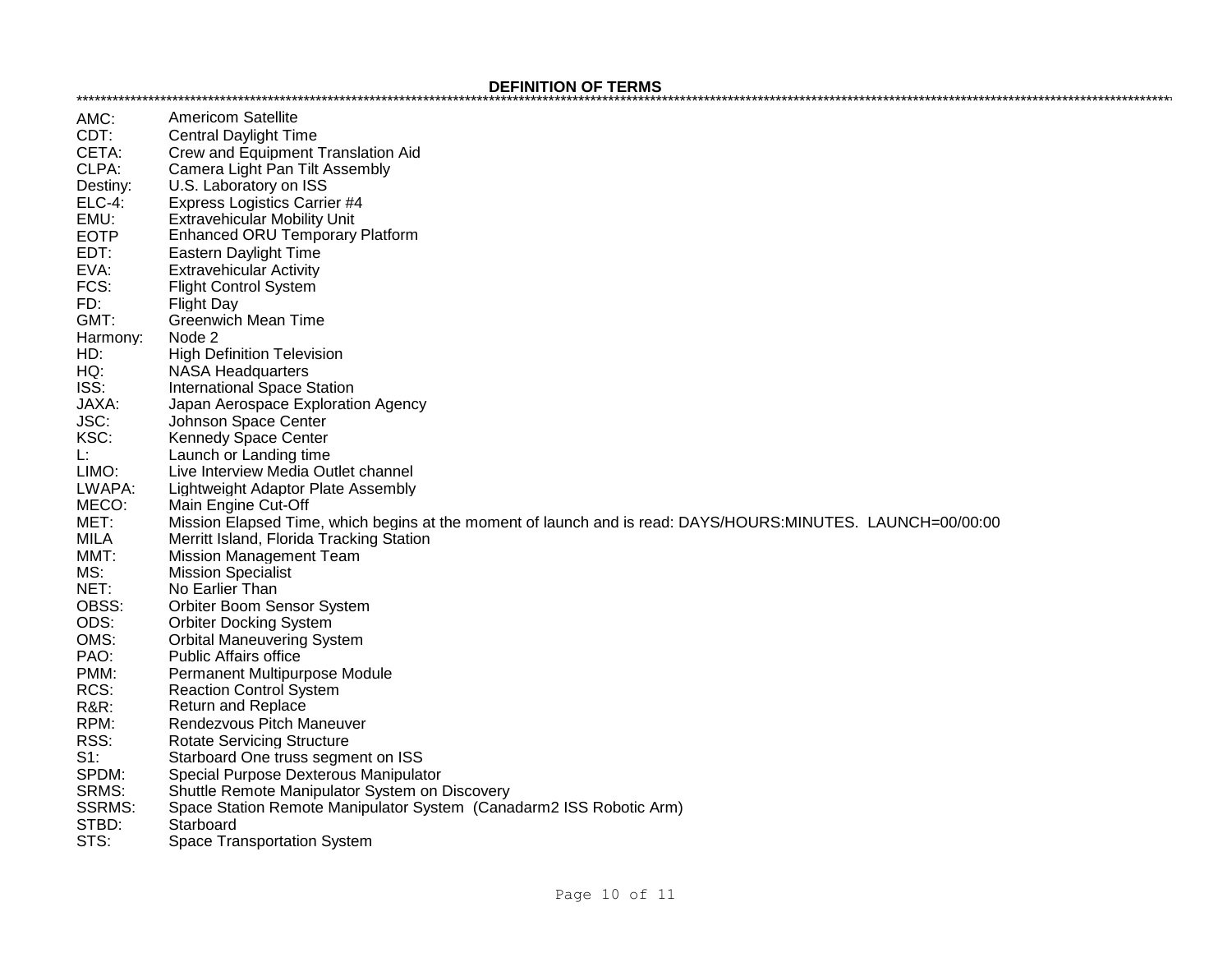**DEFINITION OF TERMS**

*****************************************************************************************************************************************************************************************

| | |
|---|---|
| AMC: | Americom Satellite |
| CDT: | Central Daylight Time |
| CETA: | Crew and Equipment Translation Aid |
| CLPA: | Camera Light Pan Tilt Assembly |
| Destiny: | U.S. Laboratory on ISS |
| ELC-4: | Express Logistics Carrier #4 |
| EMU: | Extravehicular Mobility Unit |
| EOTP | Enhanced ORU Temporary Platform |
| EDT: | Eastern Daylight Time |
| EVA: | Extravehicular Activity |
| FCS: | Flight Control System |
| FD: | Flight Day |
| GMT: | Greenwich Mean Time |
| Harmony: | Node 2 |
| HD: | High Definition Television |
| HQ: | NASA Headquarters |
| ISS: | International Space Station |
| JAXA: | Japan Aerospace Exploration Agency |
| JSC: | Johnson Space Center |
| KSC: | Kennedy Space Center |
| L: | Launch or Landing time |
| LIMO: | Live Interview Media Outlet channel |
| LWAPA: | Lightweight Adaptor Plate Assembly |
| MECO: | Main Engine Cut-Off |
| MET: | Mission Elapsed Time, which begins at the moment of launch and is read: DAYS/HOURS:MINUTES. LAUNCH=00/00:00 |
| MILA | Merritt Island, Florida Tracking Station |
| MMT: | Mission Management Team |
| MS: | Mission Specialist |
| NET: | No Earlier Than |
| OBSS: | Orbiter Boom Sensor System |
| ODS: | Orbiter Docking System |
| OMS: | Orbital Maneuvering System |
| PAO: | Public Affairs office |
| PMM: | Permanent Multipurpose Module |
| RCS: | Reaction Control System |
| R&R: | Return and Replace |
| RPM: | Rendezvous Pitch Maneuver |
| RSS: | Rotate Servicing Structure |
| S1: | Starboard One truss segment on ISS |
| SPDM: | Special Purpose Dexterous Manipulator |
| SRMS: | Shuttle Remote Manipulator System on Discovery |
| SSRMS: | Space Station Remote Manipulator System (Canadarm2 ISS Robotic Arm) |
| STBD: | Starboard |
| STS: | Space Transportation System |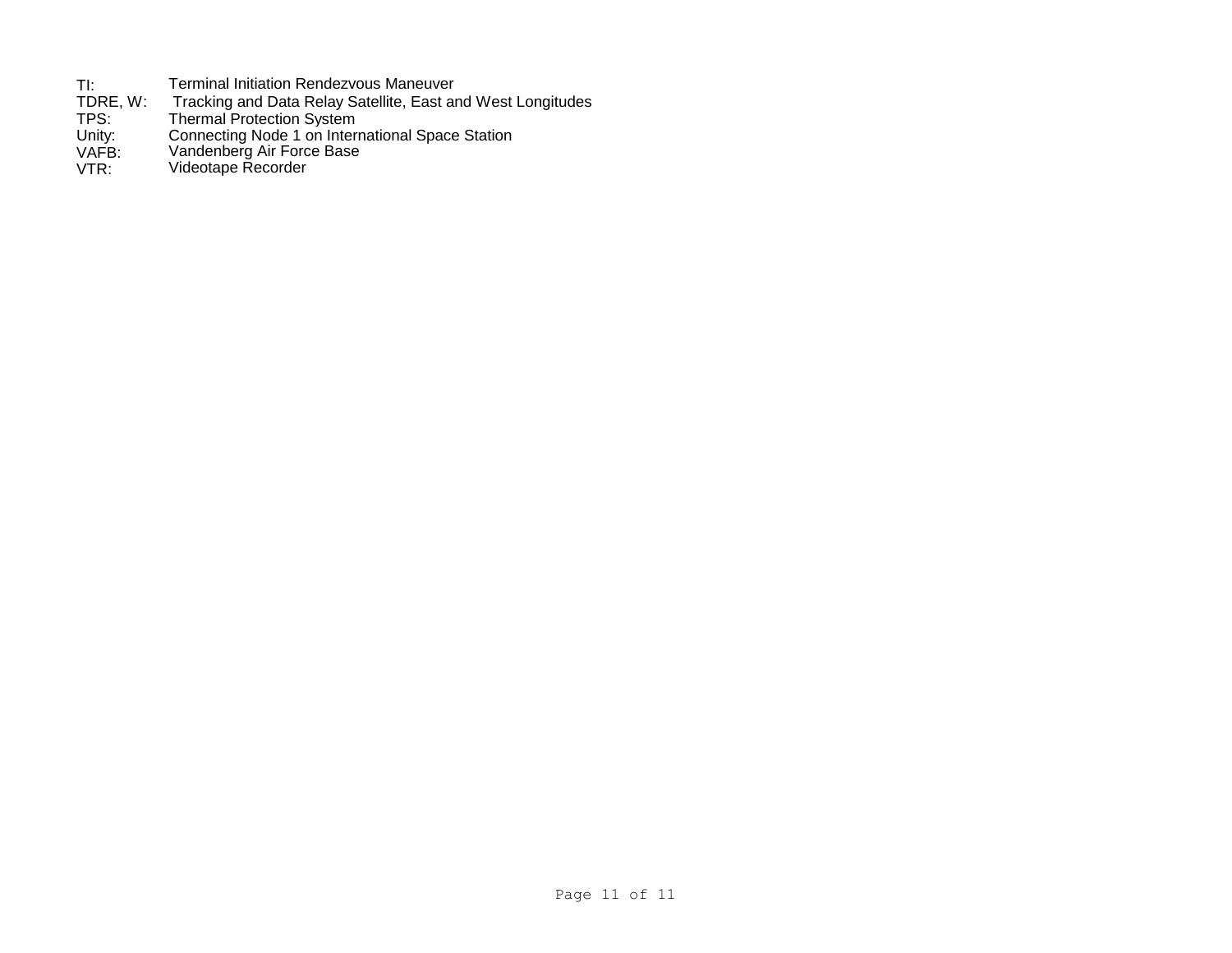TI: Terminal Initiation Rendezvous Maneuver
TDRE, W: Tracking and Data Relay Satellite, East and West Longitudes
TPS: Thermal Protection System
Unity: Connecting Node 1 on International Space Station
VAFB: Vandenberg Air Force Base
VTR: Videotape Recorder